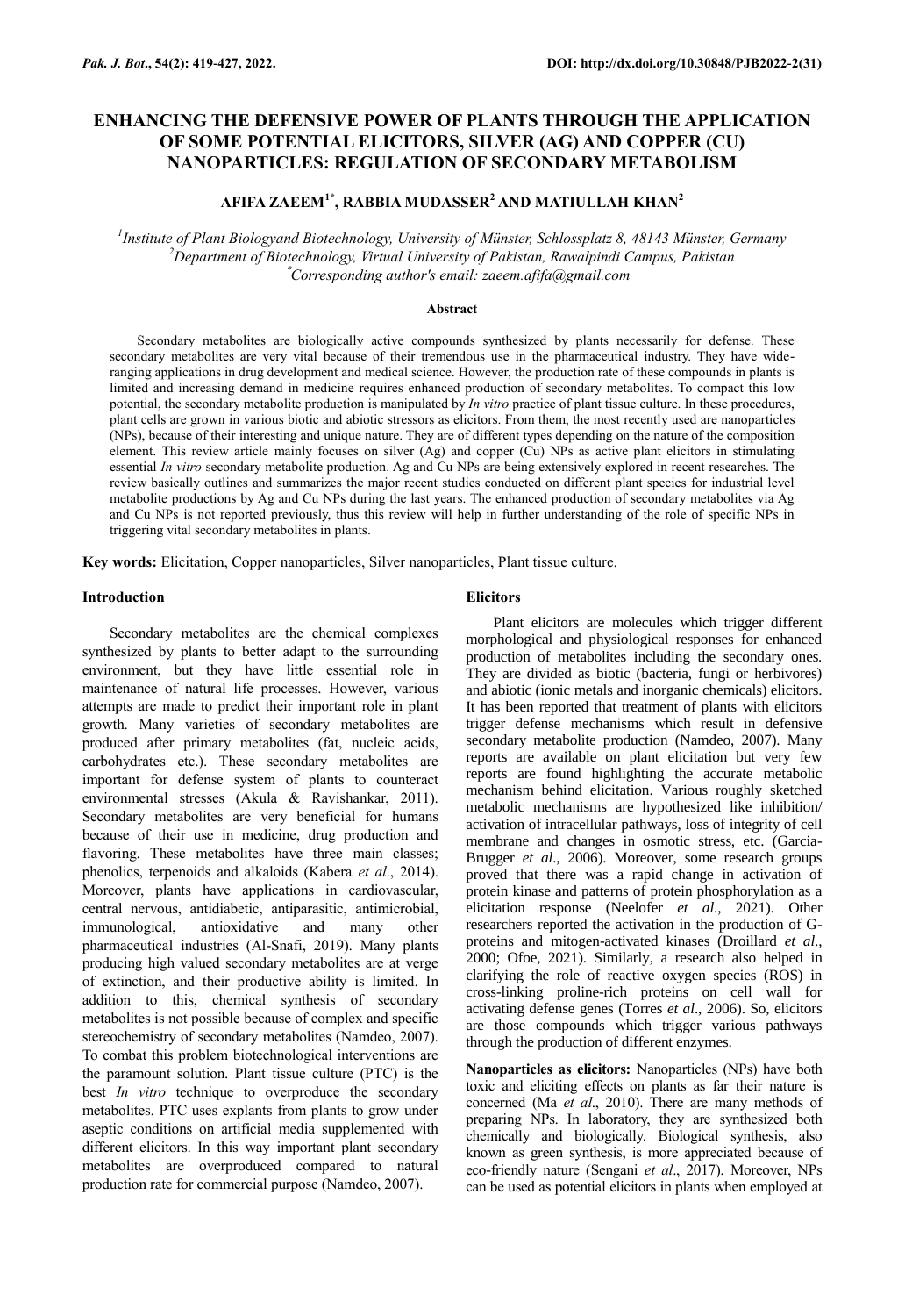# ENHANCING THE DEFENSIVE POWER OF PLANTS THROUGH THE APPLICATION OF SOME POTENTIAL ELICITORS, SILVER (AG) AND COPPER (CU) NANOPARTICLES: REGULATION OF SECONDARY METABOLISM

**AFIFA ZAEEM[1*], RABBIA MUDASSER[2] AND MATIULLAH KHAN[2]**

[1]*Institute of Plant Biologyand Biotechnology, University of Münster, Schlossplatz 8, 48143 Münster, Germany*
[2]*Department of Biotechnology, Virtual University of Pakistan, Rawalpindi Campus, Pakistan*
[*]*Corresponding author's email: zaeem.afifa@gmail.com*

**Abstract**

Secondary metabolites are biologically active compounds synthesized by plants necessarily for defense. These secondary metabolites are very vital because of their tremendous use in the pharmaceutical industry. They have wide-ranging applications in drug development and medical science. However, the production rate of these compounds in plants is limited and increasing demand in medicine requires enhanced production of secondary metabolites. To compact this low potential, the secondary metabolite production is manipulated by *In vitro* practice of plant tissue culture. In these procedures, plant cells are grown in various biotic and abiotic stressors as elicitors. From them, the most recently used are nanoparticles (NPs), because of their interesting and unique nature. They are of different types depending on the nature of the composition element. This review article mainly focuses on silver (Ag) and copper (Cu) NPs as active plant elicitors in stimulating essential *In vitro* secondary metabolite production. Ag and Cu NPs are being extensively explored in recent researches. The review basically outlines and summarizes the major recent studies conducted on different plant species for industrial level metabolite productions by Ag and Cu NPs during the last years. The enhanced production of secondary metabolites via Ag and Cu NPs is not reported previously, thus this review will help in further understanding of the role of specific NPs in triggering vital secondary metabolites in plants.

**Key words:** Elicitation, Copper nanoparticles, Silver nanoparticles, Plant tissue culture.

## Introduction

Secondary metabolites are the chemical complexes synthesized by plants to better adapt to the surrounding environment, but they have little essential role in maintenance of natural life processes. However, various attempts are made to predict their important role in plant growth. Many varieties of secondary metabolites are produced after primary metabolites (fat, nucleic acids, carbohydrates etc.). These secondary metabolites are important for defense system of plants to counteract environmental stresses (Akula & Ravishankar, 2011). Secondary metabolites are very beneficial for humans because of their use in medicine, drug production and flavoring. These metabolites have three main classes; phenolics, terpenoids and alkaloids (Kabera *et al*., 2014). Moreover, plants have applications in cardiovascular, central nervous, antidiabetic, antiparasitic, antimicrobial, immunological, antioxidative and many other pharmaceutical industries (Al-Snafi, 2019). Many plants producing high valued secondary metabolites are at verge of extinction, and their productive ability is limited. In addition to this, chemical synthesis of secondary metabolites is not possible because of complex and specific stereochemistry of secondary metabolites (Namdeo, 2007). To combat this problem biotechnological interventions are the paramount solution. Plant tissue culture (PTC) is the best *In vitro* technique to overproduce the secondary metabolites. PTC uses explants from plants to grow under aseptic conditions on artificial media supplemented with different elicitors. In this way important plant secondary metabolites are overproduced compared to natural production rate for commercial purpose (Namdeo, 2007).

## Elicitors

Plant elicitors are molecules which trigger different morphological and physiological responses for enhanced production of metabolites including the secondary ones. They are divided as biotic (bacteria, fungi or herbivores) and abiotic (ionic metals and inorganic chemicals) elicitors. It has been reported that treatment of plants with elicitors trigger defense mechanisms which result in defensive secondary metabolite production (Namdeo, 2007). Many reports are available on plant elicitation but very few reports are found highlighting the accurate metabolic mechanism behind elicitation. Various roughly sketched metabolic mechanisms are hypothesized like inhibition/activation of intracellular pathways, loss of integrity of cell membrane and changes in osmotic stress, etc. (Garcia-Brugger *et al*., 2006). Moreover, some research groups proved that there was a rapid change in activation of protein kinase and patterns of protein phosphorylation as a elicitation response (Neelofer *et al*., 2021). Other researchers reported the activation in the production of G-proteins and mitogen-activated kinases (Droillard *et al*., 2000; Ofoe, 2021). Similarly, a research also helped in clarifying the role of reactive oxygen species (ROS) in cross-linking proline-rich proteins on cell wall for activating defense genes (Torres *et al*., 2006). So, elicitors are those compounds which trigger various pathways through the production of different enzymes.

**Nanoparticles as elicitors:** Nanoparticles (NPs) have both toxic and eliciting effects on plants as far their nature is concerned (Ma *et al*., 2010). There are many methods of preparing NPs. In laboratory, they are synthesized both chemically and biologically. Biological synthesis, also known as green synthesis, is more appreciated because of eco-friendly nature (Sengani *et al*., 2017). Moreover, NPs can be used as potential elicitors in plants when employed at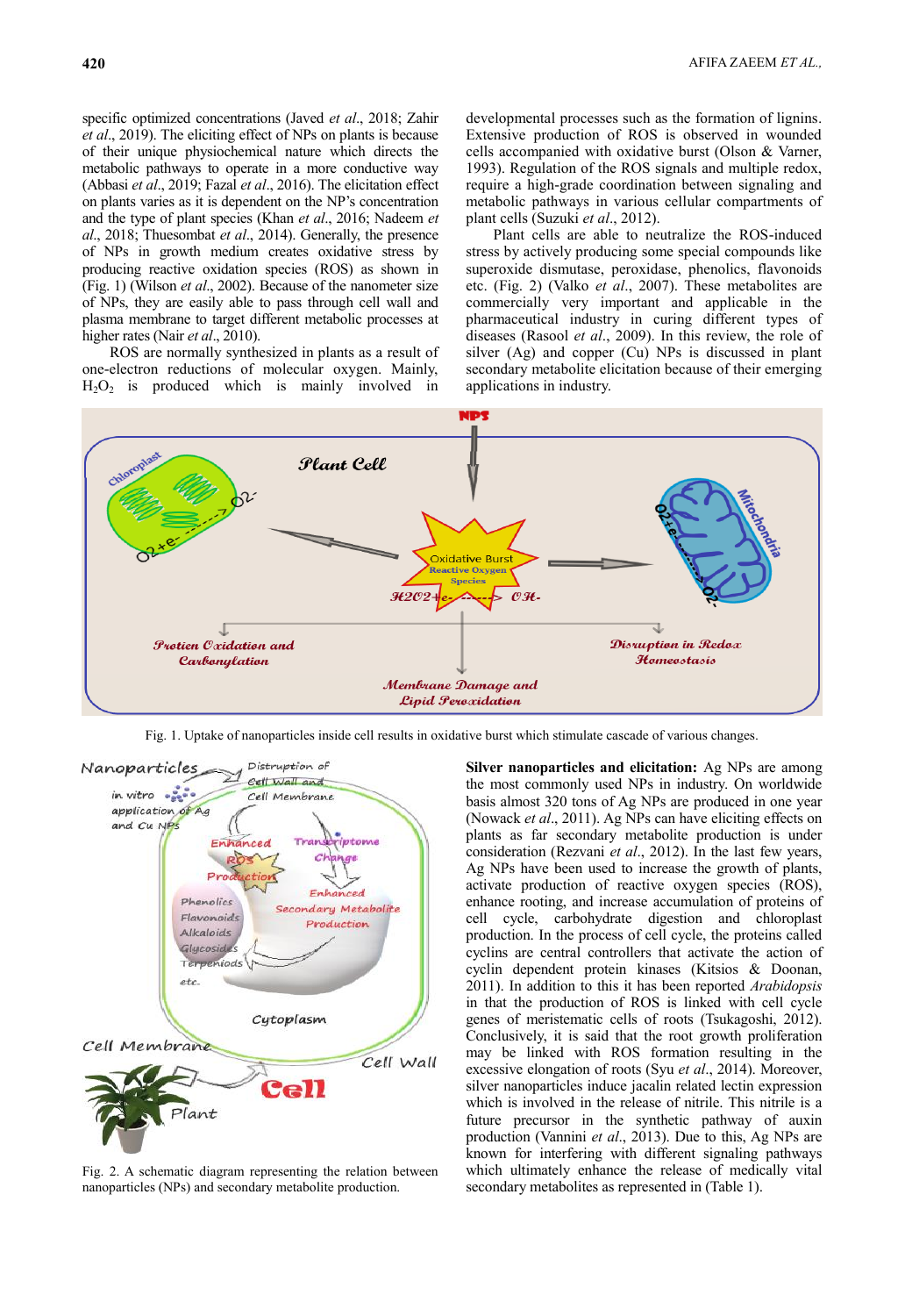specific optimized concentrations (Javed *et al*., 2018; Zahir *et al*., 2019). The eliciting effect of NPs on plants is because of their unique physiochemical nature which directs the metabolic pathways to operate in a more conductive way (Abbasi *et al*., 2019; Fazal *et al*., 2016). The elicitation effect on plants varies as it is dependent on the NP's concentration and the type of plant species (Khan *et al*., 2016; Nadeem *et al*., 2018; Thuesombat *et al*., 2014). Generally, the presence of NPs in growth medium creates oxidative stress by producing reactive oxidation species (ROS) as shown in (Fig. 1) (Wilson *et al*., 2002). Because of the nanometer size of NPs, they are easily able to pass through cell wall and plasma membrane to target different metabolic processes at higher rates (Nair *et al*., 2010).

ROS are normally synthesized in plants as a result of one-electron reductions of molecular oxygen. Mainly, $H_2O_2$ is produced which is mainly involved in developmental processes such as the formation of lignins. Extensive production of ROS is observed in wounded cells accompanied with oxidative burst (Olson & Varner, 1993). Regulation of the ROS signals and multiple redox, require a high-grade coordination between signaling and metabolic pathways in various cellular compartments of plant cells (Suzuki *et al*., 2012).

Plant cells are able to neutralize the ROS-induced stress by actively producing some special compounds like superoxide dismutase, peroxidase, phenolics, flavonoids etc. (Fig. 2) (Valko *et al*., 2007). These metabolites are commercially very important and applicable in the pharmaceutical industry in curing different types of diseases (Rasool *et al*., 2009). In this review, the role of silver (Ag) and copper (Cu) NPs is discussed in plant secondary metabolite elicitation because of their emerging applications in industry.

Fig. 1. Uptake of nanoparticles inside cell results in oxidative burst which stimulate cascade of various changes.

Fig. 2. A schematic diagram representing the relation between nanoparticles (NPs) and secondary metabolite production.

**Silver nanoparticles and elicitation:** Ag NPs are among the most commonly used NPs in industry. On worldwide basis almost 320 tons of Ag NPs are produced in one year (Nowack *et al*., 2011). Ag NPs can have eliciting effects on plants as far secondary metabolite production is under consideration (Rezvani *et al*., 2012). In the last few years, Ag NPs have been used to increase the growth of plants, activate production of reactive oxygen species (ROS), enhance rooting, and increase accumulation of proteins of cell cycle, carbohydrate digestion and chloroplast production. In the process of cell cycle, the proteins called cyclins are central controllers that activate the action of cyclin dependent protein kinases (Kitsios & Doonan, 2011). In addition to this it has been reported *Arabidopsis* in that the production of ROS is linked with cell cycle genes of meristematic cells of roots (Tsukagoshi, 2012). Conclusively, it is said that the root growth proliferation may be linked with ROS formation resulting in the excessive elongation of roots (Syu *et al*., 2014). Moreover, silver nanoparticles induce jacalin related lectin expression which is involved in the release of nitrile. This nitrile is a future precursor in the synthetic pathway of auxin production (Vannini *et al*., 2013). Due to this, Ag NPs are known for interfering with different signaling pathways which ultimately enhance the release of medically vital secondary metabolites as represented in (Table 1).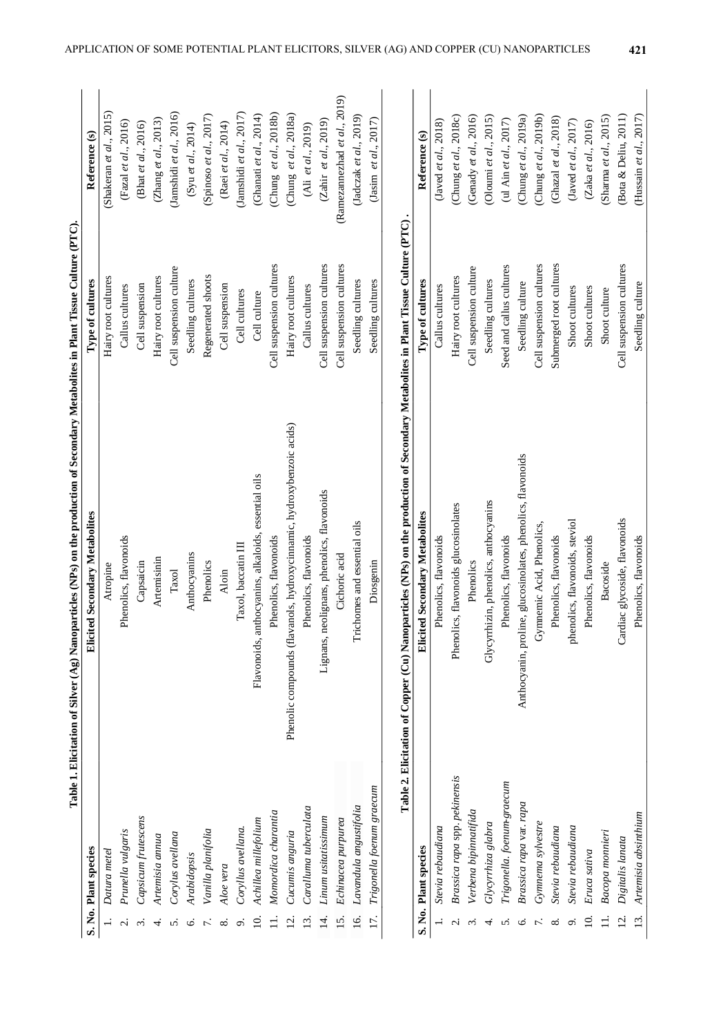**Table 1. Elicitation of Silver (Ag) Nanoparticles (NPs) on the production of Secondary Metabolites in Plant Tissue Culture (PTC).**

| S. No. | Plant species | Elicited Secondary Metabolites | Type of cultures | Reference (s) |
|---|---|---|---|---|
| 1. | *Datura metel* | Atropine | Hairy root cultures | (Shakeran *et al.*, 2015) |
| 2. | *Prunella vulgaris* | Phenolics, flavonoids | Callus cultures | (Fazal *et al.*, 2016) |
| 3. | *Capsicum frutescens* | Capsaicin | Cell suspension | (Bhat *et al.*, 2016) |
| 4. | *Artemisia annua* | Artemisinin | Hairy root cultures | (Zhang *et al.*, 2013) |
| 5. | *Corylus avellana* | Taxol | Cell suspension culture | (Jamshidi *et al.*, 2016) |
| 6. | *Arabidopsis* | Anthocyanins | Seedling cultures | (Syu *et al.*, 2014) |
| 7. | *Vanilla planifolia* | Phenolics | Regenerated shoots | (Spinoso *et al.*, 2017) |
| 8. | *Aloe vera* | Aloin | Cell suspension | (Raei *et al.*, 2014) |
| 9. | *Coryllus avellana.* | Taxol, baccatin III | Cell cultures | (Jamshidi *et al.*, 2017) |
| 10. | *Achillea millefolium* | Flavonoids, anthocyanins, alkaloids, essential oils | Cell culture | (Ghanati *et al.*, 2014) |
| 11. | *Momordica charantia* | Phenolics, flavonoids | Cell suspension cultures | (Chung *et al.*, 2018b) |
| 12. | *Cucumis anguria* | Phenolic compounds (flavanols, hydroxycinnamic, hydroxybenzoic acids) | Hairy root cultures | (Chung *et al.*, 2018a) |
| 13. | *Caralluma tuberculata* | Phenolics, flavonoids | Callus cultures | (Ali *et al.*, 2019) |
| 14. | *Linum usitatissimum* | Lignans, neolignans, phenolics, flavonoids | Cell suspension cultures | (Zahir *et al.*, 2019) |
| 15. | *Echinacea purpurea* | Cichoric acid | Cell suspension cultures | (Ramezannezhad *et al.*, 2019) |
| 16. | *Lavandula angustifolia* | Trichomes and essential oils | Seedling cultures | (Jadczak *et al.*, 2019) |
| 17. | *Trigonella foenum graecum* | Diosgenin | Seedling cultures | (Jasim *et al.*, 2017) |

**Table 2. Elicitation of Copper (Cu) Nanoparticles (NPs) on the production of Secondary Metabolites in Plant Tissue Culture (PTC).**

| S. No. | Plant species | Elicited Secondary Metabolites | Type of cultures | Reference (s) |
|---|---|---|---|---|
| 1. | *Stevia rebaudiana* | Phenolics, flavonoids | Callus cultures | (Javed *et al.*, 2018) |
| 2. | *Brassica rapa* spp. *pekinensis* | Phenolics, flavonoids glucosinolates | Hairy root cultures | (Chung *et al.*, 2018c) |
| 3. | *Verbena bipinnatifida* | Phenolics | Cell suspension culture | (Genady *et al.*, 2016) |
| 4. | *Glycyrrhiza glabra* | Glycyrrhizin, phenolics, anthocyanins | Seedling cultures | (Oloumi *et al.*, 2015) |
| 5. | *Trigonella. foenum-graecum* | Phenolics, flavonoids | Seed and callus cultures | (ul Ain *et al.*, 2017) |
| 6. | *Brassica rapa* var. *rapa* | Anthocyanin, proline, glucosinolates, phenolics, flavonoids | Seedling culture | (Chung *et al.*, 2019a) |
| 7. | *Gymnema sylvestre* | Gymnemic Acid, Phenolics, | Cell suspension cultures | (Chung *et al.*, 2019b) |
| 8. | *Stevia rebaudiana* | Phenolics, flavonoids | Submerged root cultures | (Ghazal *et al.*, 2018) |
| 9. | *Stevia rebaudiana* | phenolics, flavonoids, steviol | Shoot cultures | (Javed *et al.*, 2017) |
| 10. | *Eruca sativa* | Phenolics, flavonoids | Shoot cultures | (Zaka *et al.*, 2016) |
| 11. | *Bacopa monnieri* | Bacoside | Shoot culture | (Sharma *et al.*, 2015) |
| 12. | *Digitalis lanata* | Cardiac glycoside, flavonoids | Cell suspension cultures | (Bota & Deliu, 2011) |
| 13. | *Artemisia absinthium* | Phenolics, flavonoids | Seedling culture | (Hussain *et al.*, 2017) |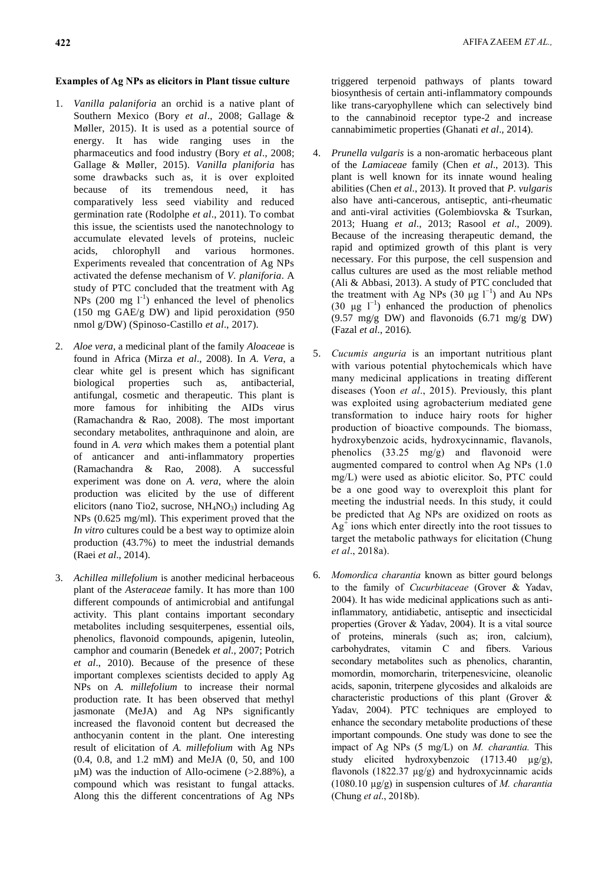**Examples of Ag NPs as elicitors in Plant tissue culture**

1. *Vanilla palaniforia* an orchid is a native plant of Southern Mexico (Bory *et al*., 2008; Gallage & Møller, 2015). It is used as a potential source of energy. It has wide ranging uses in the pharmaceutics and food industry (Bory *et al*., 2008; Gallage & Møller, 2015). *Vanilla planiforia* has some drawbacks such as, it is over exploited because of its tremendous need, it has comparatively less seed viability and reduced germination rate (Rodolphe *et al*., 2011). To combat this issue, the scientists used the nanotechnology to accumulate elevated levels of proteins, nucleic acids, chlorophyll and various hormones. Experiments revealed that concentration of Ag NPs activated the defense mechanism of *V. planiforia*. A study of PTC concluded that the treatment with Ag NPs (200 mg $l^{-1}$) enhanced the level of phenolics (150 mg GAE/g DW) and lipid peroxidation (950 nmol g/DW) (Spinoso-Castillo *et al*., 2017).

2. *Aloe vera*, a medicinal plant of the family *Aloaceae* is found in Africa (Mirza *et al*., 2008). In *A. Vera*, a clear white gel is present which has significant biological properties such as, antibacterial, antifungal, cosmetic and therapeutic. This plant is more famous for inhibiting the AIDs virus (Ramachandra & Rao, 2008). The most important secondary metabolites, anthraquinone and aloin, are found in *A. vera* which makes them a potential plant of anticancer and anti-inflammatory properties (Ramachandra & Rao, 2008). A successful experiment was done on *A. vera*, where the aloin production was elicited by the use of different elicitors (nano Tio2, sucrose, $NH_4NO_3$) including Ag NPs (0.625 mg/ml). This experiment proved that the *In vitro* cultures could be a best way to optimize aloin production (43.7%) to meet the industrial demands (Raei *et al*., 2014).

3. *Achillea millefolium* is another medicinal herbaceous plant of the *Asteraceae* family. It has more than 100 different compounds of antimicrobial and antifungal activity. This plant contains important secondary metabolites including sesquiterpenes, essential oils, phenolics, flavonoid compounds, apigenin, luteolin, camphor and coumarin (Benedek *et al*., 2007; Potrich *et al*., 2010). Because of the presence of these important complexes scientists decided to apply Ag NPs on *A. millefolium* to increase their normal production rate. It has been observed that methyl jasmonate (MeJA) and Ag NPs significantly increased the flavonoid content but decreased the anthocyanin content in the plant. One interesting result of elicitation of *A. millefolium* with Ag NPs (0.4, 0.8, and 1.2 mM) and MeJA (0, 50, and 100 µM) was the induction of Allo-ocimene (>2.88%), a compound which was resistant to fungal attacks. Along this the different concentrations of Ag NPs triggered terpenoid pathways of plants toward biosynthesis of certain anti-inflammatory compounds like trans-caryophyllene which can selectively bind to the cannabinoid receptor type-2 and increase cannabimimetic properties (Ghanati *et al*., 2014).

4. *Prunella vulgaris* is a non-aromatic herbaceous plant of the *Lamiaceae* family (Chen *et al*., 2013). This plant is well known for its innate wound healing abilities (Chen *et al*., 2013). It proved that *P. vulgaris* also have anti-cancerous, antiseptic, anti-rheumatic and anti-viral activities (Golembiovska & Tsurkan, 2013; Huang *et al*., 2013; Rasool *et al*., 2009). Because of the increasing therapeutic demand, the rapid and optimized growth of this plant is very necessary. For this purpose, the cell suspension and callus cultures are used as the most reliable method (Ali & Abbasi, 2013). A study of PTC concluded that the treatment with Ag NPs (30 µg $l^{-1}$) and Au NPs (30 µg $l^{-1}$) enhanced the production of phenolics (9.57 mg/g DW) and flavonoids (6.71 mg/g DW) (Fazal *et al*., 2016).

5. *Cucumis anguria* is an important nutritious plant with various potential phytochemicals which have many medicinal applications in treating different diseases (Yoon *et al*., 2015). Previously, this plant was exploited using agrobacterium mediated gene transformation to induce hairy roots for higher production of bioactive compounds. The biomass, hydroxybenzoic acids, hydroxycinnamic, flavanols, phenolics (33.25 mg/g) and flavonoid were augmented compared to control when Ag NPs (1.0 mg/L) were used as abiotic elicitor. So, PTC could be a one good way to overexploit this plant for meeting the industrial needs. In this study, it could be predicted that Ag NPs are oxidized on roots as $Ag^{+}$ ions which enter directly into the root tissues to target the metabolic pathways for elicitation (Chung *et al*., 2018a).

6. *Momordica charantia* known as bitter gourd belongs to the family of *Cucurbitaceae* (Grover & Yadav, 2004). It has wide medicinal applications such as anti-inflammatory, antidiabetic, antiseptic and insecticidal properties (Grover & Yadav, 2004). It is a vital source of proteins, minerals (such as; iron, calcium), carbohydrates, vitamin C and fibers. Various secondary metabolites such as phenolics, charantin, momordin, momorcharin, triterpenesvicine, oleanolic acids, saponin, triterpene glycosides and alkaloids are characteristic productions of this plant (Grover & Yadav, 2004). PTC techniques are employed to enhance the secondary metabolite productions of these important compounds. One study was done to see the impact of Ag NPs (5 mg/L) on *M. charantia.* This study elicited hydroxybenzoic (1713.40 µg/g), flavonols (1822.37 µg/g) and hydroxycinnamic acids (1080.10 µg/g) in suspension cultures of *M. charantia* (Chung *et al*., 2018b).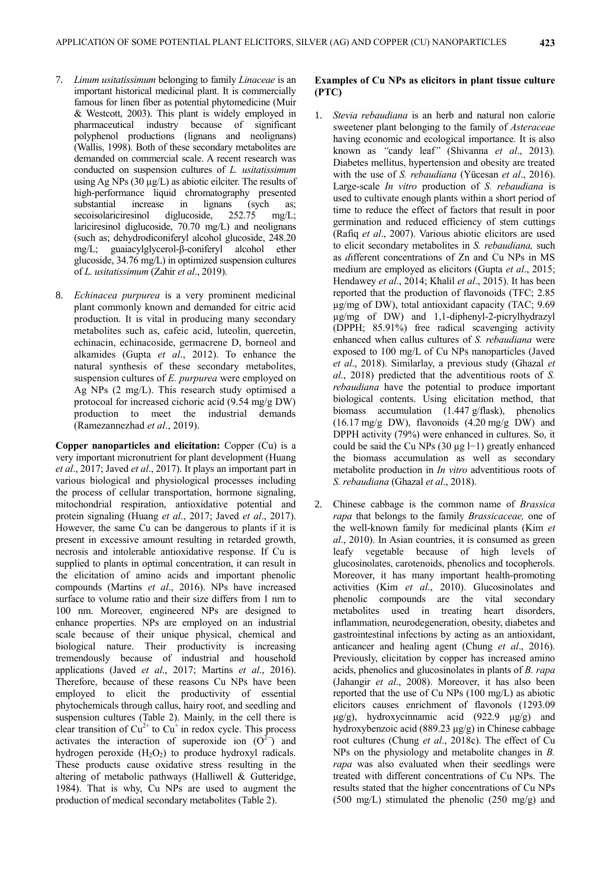7. *Linum usitatissimum* belonging to family *Linaceae* is an important historical medicinal plant. It is commercially famous for linen fiber as potential phytomedicine (Muir & Westcott, 2003). This plant is widely employed in pharmaceutical industry because of significant polyphenol productions (lignans and neolignans) (Wallis, 1998). Both of these secondary metabolites are demanded on commercial scale. A recent research was conducted on suspension cultures of *L. usitatissimum* using Ag NPs (30 µg/L) as abiotic eilciter. The results of high-performance liquid chromatography presented substantial increase in lignans (sych as; secoisolariciresinol diglucoside, 252.75 mg/L; lariciresinol diglucoside, 70.70 mg/L) and neolignans (such as; dehydrodiconiferyl alcohol glucoside, 248.20 mg/L; guaiacylglycerol-β-coniferyl alcohol ether glucoside, 34.76 mg/L) in optimized suspension cultures of *L. usitatissimum* (Zahir *et al*., 2019).

8. *Echinacea purpurea* is a very prominent medicinal plant commonly known and demanded for citric acid production. It is vital in producing many secondary metabolites such as, cafeic acid, luteolin, quercetin, echinacin, echinacoside, germacrene D, borneol and alkamides (Gupta *et al*., 2012). To enhance the natural synthesis of these secondary metabolites, suspension cultures of *E. purpurea* were employed on Ag NPs (2 mg/L). This research study optimised a protocoal for increased cichoric acid (9.54 mg/g DW) production to meet the industrial demands (Ramezannezhad *et al*., 2019).

**Copper nanoparticles and elicitation:** Copper (Cu) is a very important micronutrient for plant development (Huang *et al*., 2017; Javed *et al*., 2017). It plays an important part in various biological and physiological processes including the process of cellular transportation, hormone signaling, mitochondrial respiration, antioxidative potential and protein signaling (Huang *et al*., 2017; Javed *et al*., 2017). However, the same Cu can be dangerous to plants if it is present in excessive amount resulting in retarded growth, necrosis and intolerable antioxidative response. If Cu is supplied to plants in optimal concentration, it can result in the elicitation of amino acids and important phenolic compounds (Martins *et al*., 2016). NPs have increased surface to volume ratio and their size differs from 1 nm to 100 nm. Moreover, engineered NPs are designed to enhance properties. NPs are employed on an industrial scale because of their unique physical, chemical and biological nature. Their productivity is increasing tremendously because of industrial and household applications (Javed *et al*., 2017; Martins *et al*., 2016). Therefore, because of these reasons Cu NPs have been employed to elicit the productivity of essential phytochemicals through callus, hairy root, and seedling and suspension cultures (Table 2). Mainly, in the cell there is clear transition of $Cu^{2+}$ to $Cu^{+}$ in redox cycle. This process activates the interaction of superoxide ion ($O^{2-}$) and hydrogen peroxide ($H_2O_2$) to produce hydroxyl radicals. These products cause oxidative stress resulting in the altering of metabolic pathways (Halliwell & Gutteridge, 1984). That is why, Cu NPs are used to augment the production of medical secondary metabolites (Table 2).

**Examples of Cu NPs as elicitors in plant tissue culture (PTC)**

1. *Stevia rebaudiana* is an herb and natural non calorie sweetener plant belonging to the family of *Asteraceae* having economic and ecological importance. It is also known as *"*candy leaf*"* (Shivanna *et al*., 2013). Diabetes mellitus, hypertension and obesity are treated with the use of *S. rebaudiana* (Yücesan *et al*., 2016). Large-scale *In vitro* production of *S. rebaudiana* is used to cultivate enough plants within a short period of time to reduce the effect of factors that result in poor germination and reduced efficiency of stem cuttings (Rafiq *et al*., 2007). Various abiotic elicitors are used to elicit secondary metabolites in *S. rebaudiana,* such as *d*ifferent concentrations of Zn and Cu NPs in MS medium are employed as elicitors (Gupta *et al*., 2015; Hendawey *et al*., 2014; Khalil *et al*., 2015). It has been reported that the production of flavonoids (TFC; 2.85 µg/mg of DW), total antioxidant capacity (TAC; 9.69 µg/mg of DW) and 1,1-diphenyl-2-picrylhydrazyl (DPPH; 85.91%) free radical scavenging activity enhanced when callus cultures of *S. rebaudiana* were exposed to 100 mg/L of Cu NPs nanoparticles (Javed *et al*., 2018). Similarlay, a previous study (Ghazal *et al*., 2018) predicted that the adventitious roots of *S. rebaudiana* have the potential to produce important biological contents. Using elicitation method, that biomass accumulation (1.447 g/flask), phenolics (16.17 mg/g DW), flavonoids (4.20 mg/g DW) and DPPH activity (79%) were enhanced in cultures. So, it could be said the Cu NPs (30 µg l−1) greatly enhanced the biomass accumulation as well as secondary metabolite production in *In vitro* adventitious roots of *S. rebaudiana* (Ghazal *et al*., 2018).

2. Chinese cabbage is the common name of *Brassica rapa* that belongs to the family *Brassicaceae,* one of the well-known family for medicinal plants (Kim *et al*., 2010). In Asian countries, it is consumed as green leafy vegetable because of high levels of glucosinolates, carotenoids, phenolics and tocopherols. Moreover, it has many important health-promoting activities (Kim *et al*., 2010). Glucosinolates and phenolic compounds are the vital secondary metabolites used in treating heart disorders, inflammation, neurodegeneration, obesity, diabetes and gastrointestinal infections by acting as an antioxidant, anticancer and healing agent (Chung *et al*., 2016). Previously, elicitation by copper has increased amino acids, phenolics and glucosinolates in plants of *B. rapa* (Jahangir *et al*., 2008). Moreover, it has also been reported that the use of Cu NPs (100 mg/L) as abiotic elicitors causes enrichment of flavonols (1293.09 µg/g), hydroxycinnamic acid (922.9 µg/g) and hydroxybenzoic acid (889.23 µg/g) in Chinese cabbage root cultures (Chung *et al*., 2018c). The effect of Cu NPs on the physiology and metabolite changes in *B. rapa* was also evaluated when their seedlings were treated with different concentrations of Cu NPs. The results stated that the higher concentrations of Cu NPs (500 mg/L) stimulated the phenolic (250 mg/g) and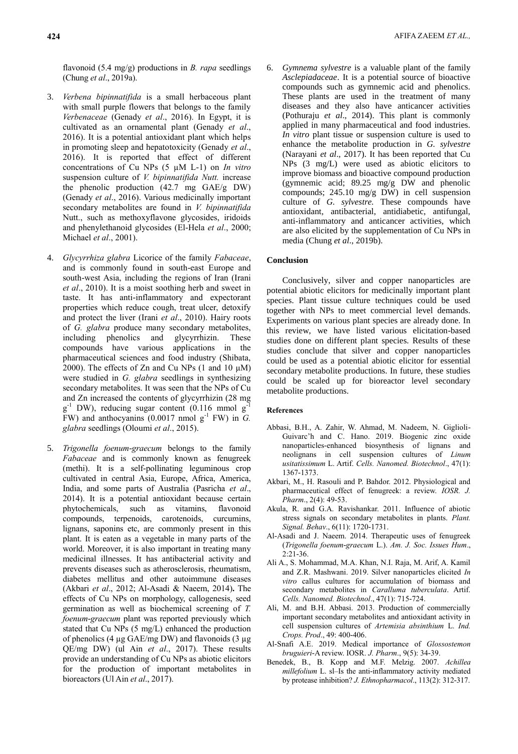flavonoid (5.4 mg/g) productions in *B. rapa* seedlings (Chung *et al*., 2019a).

3. *Verbena bipinnatifida* is a small herbaceous plant with small purple flowers that belongs to the family *Verbenaceae* (Genady *et al*., 2016). In Egypt, it is cultivated as an ornamental plant (Genady *et al*., 2016). It is a potential antioxidant plant which helps in promoting sleep and hepatotoxicity (Genady *et al*., 2016). It is reported that effect of different concentrations of Cu NPs (5 µM L-1) on *In vitro* suspension culture of *V. bipinnatifida Nutt.* increase the phenolic production (42.7 mg GAE/g DW) (Genady *et al*., 2016). Various medicinally important secondary metabolites are found in *V. bipinnatifida* Nutt., such as methoxyflavone glycosides, iridoids and phenylethanoid glycosides (El-Hela *et al*., 2000; Michael *et al*., 2001).

4. *Glycyrrhiza glabra* Licorice of the family *Fabaceae*, and is commonly found in south-east Europe and south-west Asia, including the regions of Iran (Irani *et al*., 2010). It is a moist soothing herb and sweet in taste. It has anti-inflammatory and expectorant properties which reduce cough, treat ulcer, detoxify and protect the liver (Irani *et al*., 2010). Hairy roots of *G. glabra* produce many secondary metabolites, including phenolics and glycyrrhizin. These compounds have various applications in the pharmaceutical sciences and food industry (Shibata, 2000). The effects of Zn and Cu NPs (1 and 10 µM) were studied in *G. glabra* seedlings in synthesizing secondary metabolites. It was seen that the NPs of Cu and Zn increased the contents of glycyrrhizin (28 mg $g^{-1}$ DW), reducing sugar content (0.116 mmol $g^{-1}$ FW) and anthocyanins (0.0017 nmol $g^{-1}$ FW) in *G. glabra* seedlings (Oloumi *et al*., 2015).

5. *Trigonella foenum-graecum* belongs to the family *Fabaceae* and is commonly known as fenugreek (methi). It is a self-pollinating leguminous crop cultivated in central Asia, Europe, Africa, America, India, and some parts of Australia (Pasricha *et al*., 2014). It is a potential antioxidant because certain phytochemicals, such as vitamins, flavonoid compounds, terpenoids, carotenoids, curcumins, lignans, saponins etc, are commonly present in this plant. It is eaten as a vegetable in many parts of the world. Moreover, it is also important in treating many medicinal illnesses. It has antibacterial activity and prevents diseases such as atherosclerosis, rheumatism, diabetes mellitus and other autoimmune diseases (Akbari *et al*., 2012; Al-Asadi & Naeem, 2014)**.** The effects of Cu NPs on morphology, callogenesis, seed germination as well as biochemical screening of *T. foenum-graecum* plant was reported previously which stated that Cu NPs (5 mg/L) enhanced the production of phenolics (4 µg GAE/mg DW) and flavonoids (3 µg QE/mg DW) (ul Ain *et al*., 2017). These results provide an understanding of Cu NPs as abiotic elicitors for the production of important metabolites in bioreactors (Ul Ain *et al*., 2017).

6. *Gymnema sylvestre* is a valuable plant of the family *Asclepiadaceae*. It is a potential source of bioactive compounds such as gymnemic acid and phenolics. These plants are used in the treatment of many diseases and they also have anticancer activities (Pothuraju *et al*., 2014). This plant is commonly applied in many pharmaceutical and food industries. *In vitro* plant tissue or suspension culture is used to enhance the metabolite production in *G. sylvestre* (Narayani *et al*., 2017). It has been reported that Cu NPs (3 mg/L) were used as abiotic elicitors to improve biomass and bioactive compound production (gymnemic acid; 89.25 mg/g DW and phenolic compounds; 245.10 mg/g DW) in cell suspension culture of *G. sylvestre.* These compounds have antioxidant, antibacterial, antidiabetic, antifungal, anti-inflammatory and anticancer activities, which are also elicited by the supplementation of Cu NPs in media (Chung *et al*., 2019b).

## Conclusion

Conclusively, silver and copper nanoparticles are potential abiotic elicitors for medicinally important plant species. Plant tissue culture techniques could be used together with NPs to meet commercial level demands. Experiments on various plant species are already done. In this review, we have listed various elicitation-based studies done on different plant species. Results of these studies conclude that silver and copper nanoparticles could be used as a potential abiotic elicitor for essential secondary metabolite productions. In future, these studies could be scaled up for bioreactor level secondary metabolite productions.

### References

Abbasi, B.H., A. Zahir, W. Ahmad, M. Nadeem, N. Giglioli-Guivarc'h and C. Hano. 2019. Biogenic zinc oxide nanoparticles-enhanced biosynthesis of lignans and neolignans in cell suspension cultures of *Linum usitatissimum* L. Artif. *Cells. Nanomed. Biotechnol*., 47(1): 1367-1373.

Akbari, M., H. Rasouli and P. Bahdor. 2012. Physiological and pharmaceutical effect of fenugreek: a review. *IOSR. J. Pharm*., 2(4): 49-53.

Akula, R. and G.A. Ravishankar. 2011. Influence of abiotic stress signals on secondary metabolites in plants. *Plant. Signal. Behav*., 6(11): 1720-1731.

Al-Asadi and J. Naeem. 2014. Therapeutic uses of fenugreek (*Trigonella foenum-graecum* L.). *Am. J. Soc. Issues Hum*., 2:21-36.

Ali A., S. Mohammad, M.A. Khan, N.I. Raja, M. Arif, A. Kamil and Z.R. Mashwani. 2019. Silver nanoparticles elicited *In vitro* callus cultures for accumulation of biomass and secondary metabolites in *Caralluma tuberculata*. Artif. *Cells. Nanomed. Biotechnol*., 47(1): 715-724.

Ali, M. and B.H. Abbasi. 2013. Production of commercially important secondary metabolites and antioxidant activity in cell suspension cultures of *Artemisia absinthium* L. *Ind. Crops. Prod*., 49: 400-406.

Al-Snafi A.E. 2019. Medical importance of *Glossostemon bruguieri*-A review. IOSR. *J. Pharm*., 9(5): 34-39.

Benedek, B., B. Kopp and M.F. Melzig. 2007. *Achillea millefolium* L. sl–Is the anti-inflammatory activity mediated by protease inhibition? *J. Ethnopharmacol*., 113(2): 312-317.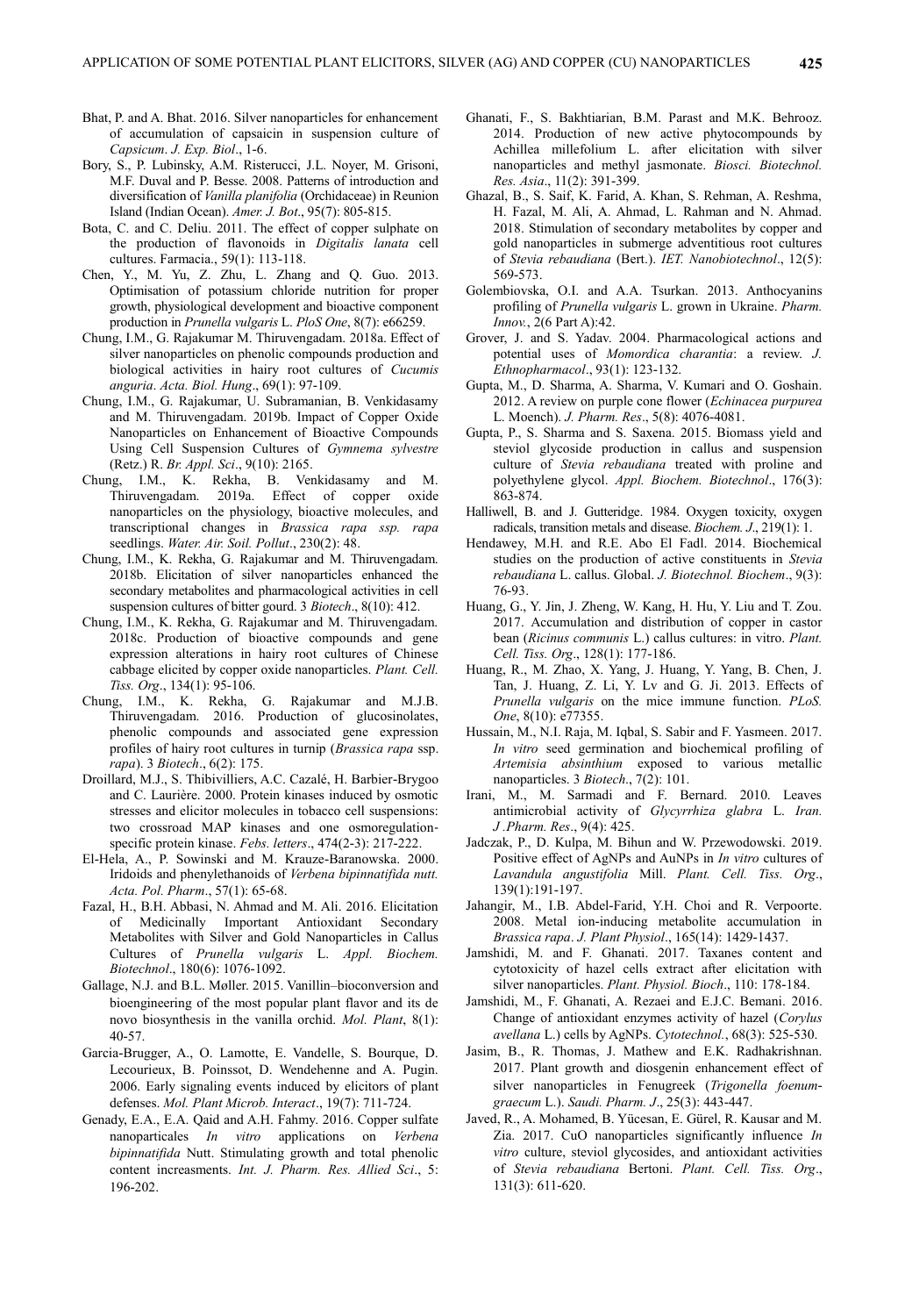Bhat, P. and A. Bhat. 2016. Silver nanoparticles for enhancement of accumulation of capsaicin in suspension culture of *Capsicum*. *J. Exp. Biol*., 1-6.

Bory, S., P. Lubinsky, A.M. Risterucci, J.L. Noyer, M. Grisoni, M.F. Duval and P. Besse. 2008. Patterns of introduction and diversification of *Vanilla planifolia* (Orchidaceae) in Reunion Island (Indian Ocean). *Amer. J. Bot*., 95(7): 805-815.

Bota, C. and C. Deliu. 2011. The effect of copper sulphate on the production of flavonoids in *Digitalis lanata* cell cultures. Farmacia., 59(1): 113-118.

Chen, Y., M. Yu, Z. Zhu, L. Zhang and Q. Guo. 2013. Optimisation of potassium chloride nutrition for proper growth, physiological development and bioactive component production in *Prunella vulgaris* L. *PloS One*, 8(7): e66259.

Chung, I.M., G. Rajakumar M. Thiruvengadam. 2018a. Effect of silver nanoparticles on phenolic compounds production and biological activities in hairy root cultures of *Cucumis anguria*. *Acta. Biol. Hung*., 69(1): 97-109.

Chung, I.M., G. Rajakumar, U. Subramanian, B. Venkidasamy and M. Thiruvengadam. 2019b. Impact of Copper Oxide Nanoparticles on Enhancement of Bioactive Compounds Using Cell Suspension Cultures of *Gymnema sylvestre* (Retz.) R. *Br. Appl. Sci*., 9(10): 2165.

Chung, I.M., K. Rekha, B. Venkidasamy and M. Thiruvengadam. 2019a. Effect of copper oxide nanoparticles on the physiology, bioactive molecules, and transcriptional changes in *Brassica rapa ssp. rapa* seedlings. *Water. Air. Soil. Pollut*., 230(2): 48.

Chung, I.M., K. Rekha, G. Rajakumar and M. Thiruvengadam. 2018b. Elicitation of silver nanoparticles enhanced the secondary metabolites and pharmacological activities in cell suspension cultures of bitter gourd. 3 *Biotech*., 8(10): 412.

Chung, I.M., K. Rekha, G. Rajakumar and M. Thiruvengadam. 2018c. Production of bioactive compounds and gene expression alterations in hairy root cultures of Chinese cabbage elicited by copper oxide nanoparticles. *Plant. Cell. Tiss. Org*., 134(1): 95-106.

Chung, I.M., K. Rekha, G. Rajakumar and M.J.B. Thiruvengadam. 2016. Production of glucosinolates, phenolic compounds and associated gene expression profiles of hairy root cultures in turnip (*Brassica rapa* ssp. *rapa*). 3 *Biotech*., 6(2): 175.

Droillard, M.J., S. Thibivilliers, A.C. Cazalé, H. Barbier-Brygoo and C. Laurière. 2000. Protein kinases induced by osmotic stresses and elicitor molecules in tobacco cell suspensions: two crossroad MAP kinases and one osmoregulation-specific protein kinase. *Febs. letters*., 474(2-3): 217-222.

El-Hela, A., P. Sowinski and M. Krauze-Baranowska. 2000. Iridoids and phenylethanoids of *Verbena bipinnatifida nutt. Acta. Pol. Pharm*., 57(1): 65-68.

Fazal, H., B.H. Abbasi, N. Ahmad and M. Ali. 2016. Elicitation of Medicinally Important Antioxidant Secondary Metabolites with Silver and Gold Nanoparticles in Callus Cultures of *Prunella vulgaris* L. *Appl. Biochem. Biotechnol*., 180(6): 1076-1092.

Gallage, N.J. and B.L. Møller. 2015. Vanillin–bioconversion and bioengineering of the most popular plant flavor and its de novo biosynthesis in the vanilla orchid. *Mol. Plant*, 8(1): 40-57.

Garcia-Brugger, A., O. Lamotte, E. Vandelle, S. Bourque, D. Lecourieux, B. Poinssot, D. Wendehenne and A. Pugin. 2006. Early signaling events induced by elicitors of plant defenses. *Mol. Plant Microb. Interact*., 19(7): 711-724.

Genady, E.A., E.A. Qaid and A.H. Fahmy. 2016. Copper sulfate nanoparticales *In vitro* applications on *Verbena bipinnatifida* Nutt. Stimulating growth and total phenolic content increasments. *Int. J. Pharm. Res. Allied Sci*., 5: 196-202.

Ghanati, F., S. Bakhtiarian, B.M. Parast and M.K. Behrooz. 2014. Production of new active phytocompounds by Achillea millefolium L. after elicitation with silver nanoparticles and methyl jasmonate. *Biosci. Biotechnol. Res. Asia*., 11(2): 391-399.

Ghazal, B., S. Saif, K. Farid, A. Khan, S. Rehman, A. Reshma, H. Fazal, M. Ali, A. Ahmad, L. Rahman and N. Ahmad. 2018. Stimulation of secondary metabolites by copper and gold nanoparticles in submerge adventitious root cultures of *Stevia rebaudiana* (Bert.). *IET. Nanobiotechnol*., 12(5): 569-573.

Golembiovska, O.I. and A.A. Tsurkan. 2013. Anthocyanins profiling of *Prunella vulgaris* L. grown in Ukraine. *Pharm. Innov*., 2(6 Part A):42.

Grover, J. and S. Yadav. 2004. Pharmacological actions and potential uses of *Momordica charantia*: a review. *J. Ethnopharmacol*., 93(1): 123-132.

Gupta, M., D. Sharma, A. Sharma, V. Kumari and O. Goshain. 2012. A review on purple cone flower (*Echinacea purpurea* L. Moench). *J. Pharm. Res*., 5(8): 4076-4081.

Gupta, P., S. Sharma and S. Saxena. 2015. Biomass yield and steviol glycoside production in callus and suspension culture of *Stevia rebaudiana* treated with proline and polyethylene glycol. *Appl. Biochem. Biotechnol*., 176(3): 863-874.

Halliwell, B. and J. Gutteridge. 1984. Oxygen toxicity, oxygen radicals, transition metals and disease. *Biochem. J*., 219(1): 1.

Hendawey, M.H. and R.E. Abo El Fadl. 2014. Biochemical studies on the production of active constituents in *Stevia rebaudiana* L. callus. Global. *J. Biotechnol. Biochem*., 9(3): 76-93.

Huang, G., Y. Jin, J. Zheng, W. Kang, H. Hu, Y. Liu and T. Zou. 2017. Accumulation and distribution of copper in castor bean (*Ricinus communis* L.) callus cultures: in vitro. *Plant. Cell. Tiss. Org*., 128(1): 177-186.

Huang, R., M. Zhao, X. Yang, J. Huang, Y. Yang, B. Chen, J. Tan, J. Huang, Z. Li, Y. Lv and G. Ji. 2013. Effects of *Prunella vulgaris* on the mice immune function. *PLoS. One*, 8(10): e77355.

Hussain, M., N.I. Raja, M. Iqbal, S. Sabir and F. Yasmeen. 2017. *In vitro* seed germination and biochemical profiling of *Artemisia absinthium* exposed to various metallic nanoparticles. 3 *Biotech*., 7(2): 101.

Irani, M., M. Sarmadi and F. Bernard. 2010. Leaves antimicrobial activity of *Glycyrrhiza glabra* L. *Iran. J .Pharm. Res*., 9(4): 425.

Jadczak, P., D. Kulpa, M. Bihun and W. Przewodowski. 2019. Positive effect of AgNPs and AuNPs in *In vitro* cultures of *Lavandula angustifolia* Mill. *Plant. Cell. Tiss. Org*., 139(1):191-197.

Jahangir, M., I.B. Abdel-Farid, Y.H. Choi and R. Verpoorte. 2008. Metal ion-inducing metabolite accumulation in *Brassica rapa*. *J. Plant Physiol*., 165(14): 1429-1437.

Jamshidi, M. and F. Ghanati. 2017. Taxanes content and cytotoxicity of hazel cells extract after elicitation with silver nanoparticles. *Plant. Physiol. Bioch*., 110: 178-184.

Jamshidi, M., F. Ghanati, A. Rezaei and E.J.C. Bemani. 2016. Change of antioxidant enzymes activity of hazel (*Corylus avellana* L.) cells by AgNPs. *Cytotechnol.*, 68(3): 525-530.

Jasim, B., R. Thomas, J. Mathew and E.K. Radhakrishnan. 2017. Plant growth and diosgenin enhancement effect of silver nanoparticles in Fenugreek (*Trigonella foenum-graecum* L.). *Saudi. Pharm. J*., 25(3): 443-447.

Javed, R., A. Mohamed, B. Yücesan, E. Gürel, R. Kausar and M. Zia. 2017. CuO nanoparticles significantly influence *In vitro* culture, steviol glycosides, and antioxidant activities of *Stevia rebaudiana* Bertoni. *Plant. Cell. Tiss. Org*., 131(3): 611-620.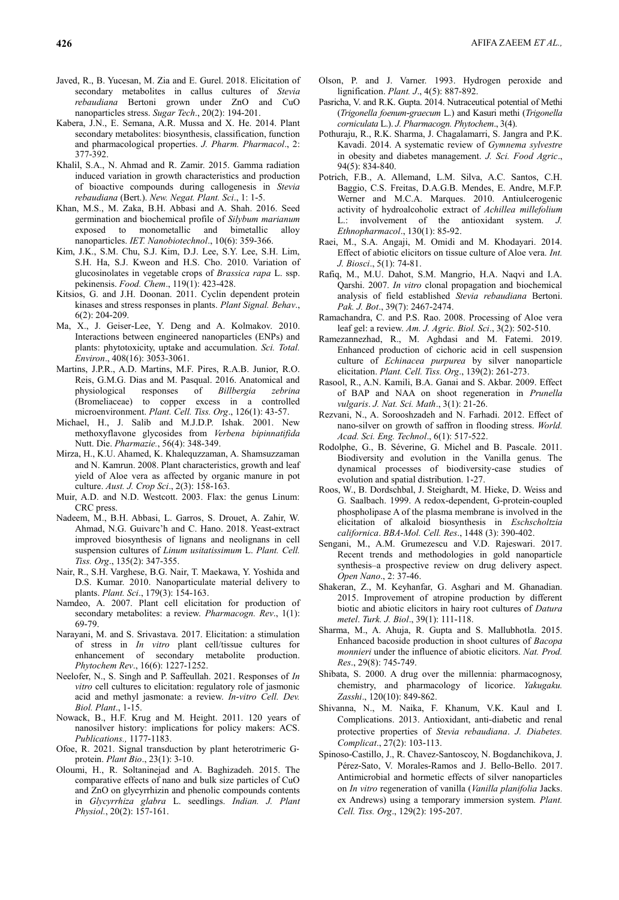Javed, R., B. Yucesan, M. Zia and E. Gurel. 2018. Elicitation of secondary metabolites in callus cultures of *Stevia rebaudiana* Bertoni grown under ZnO and CuO nanoparticles stress. *Sugar Tech*., 20(2): 194-201.

Kabera, J.N., E. Semana, A.R. Mussa and X. He. 2014. Plant secondary metabolites: biosynthesis, classification, function and pharmacological properties. *J. Pharm. Pharmacol*., 2: 377-392.

Khalil, S.A., N. Ahmad and R. Zamir. 2015. Gamma radiation induced variation in growth characteristics and production of bioactive compounds during callogenesis in *Stevia rebaudiana* (Bert.). *New. Negat. Plant. Sci*., 1: 1-5.

Khan, M.S., M. Zaka, B.H. Abbasi and A. Shah. 2016. Seed germination and biochemical profile of *Silybum marianum* exposed to monometallic and bimetallic alloy nanoparticles. *IET. Nanobiotechnol*., 10(6): 359-366.

Kim, J.K., S.M. Chu, S.J. Kim, D.J. Lee, S.Y. Lee, S.H. Lim, S.H. Ha, S.J. Kweon and H.S. Cho. 2010. Variation of glucosinolates in vegetable crops of *Brassica rapa* L. ssp. pekinensis. *Food. Chem*., 119(1): 423-428.

Kitsios, G. and J.H. Doonan. 2011. Cyclin dependent protein kinases and stress responses in plants. *Plant Signal. Behav*., 6(2): 204-209.

Ma, X., J. Geiser-Lee, Y. Deng and A. Kolmakov. 2010. Interactions between engineered nanoparticles (ENPs) and plants: phytotoxicity, uptake and accumulation. *Sci. Total. Environ*., 408(16): 3053-3061.

Martins, J.P.R., A.D. Martins, M.F. Pires, R.A.B. Junior, R.O. Reis, G.M.G. Dias and M. Pasqual. 2016. Anatomical and physiological responses of *Billbergia zebrina* (Bromeliaceae) to copper excess in a controlled microenvironment. *Plant. Cell. Tiss. Org*., 126(1): 43-57.

Michael, H., J. Salib and M.J.D.P. Ishak. 2001. New methoxyflavone glycosides from *Verbena bipinnatifida* Nutt. Die. *Pharmazie.*, 56(4): 348-349.

Mirza, H., K.U. Ahamed, K. Khalequzzaman, A. Shamsuzzaman and N. Kamrun. 2008. Plant characteristics, growth and leaf yield of Aloe vera as affected by organic manure in pot culture. *Aust. J. Crop Sci*., 2(3): 158-163.

Muir, A.D. and N.D. Westcott. 2003. Flax: the genus Linum: CRC press.

Nadeem, M., B.H. Abbasi, L. Garros, S. Drouet, A. Zahir, W. Ahmad, N.G. Guivarc'h and C. Hano. 2018. Yeast-extract improved biosynthesis of lignans and neolignans in cell suspension cultures of *Linum usitatissimum* L. *Plant. Cell. Tiss. Org*., 135(2): 347-355.

Nair, R., S.H. Varghese, B.G. Nair, T. Maekawa, Y. Yoshida and D.S. Kumar. 2010. Nanoparticulate material delivery to plants. *Plant. Sci*., 179(3): 154-163.

Namdeo, A. 2007. Plant cell elicitation for production of secondary metabolites: a review. *Pharmacogn. Rev*., 1(1): 69-79.

Narayani, M. and S. Srivastava. 2017. Elicitation: a stimulation of stress in *In vitro* plant cell/tissue cultures for enhancement of secondary metabolite production. *Phytochem Rev*., 16(6): 1227-1252.

Neelofer, N., S. Singh and P. Saffeullah. 2021. Responses of *In vitro* cell cultures to elicitation: regulatory role of jasmonic acid and methyl jasmonate: a review. *In-vitro Cell. Dev. Biol. Plant*., 1-15.

Nowack, B., H.F. Krug and M. Height. 2011. 120 years of nanosilver history: implications for policy makers: ACS. *Publications.,* 1177-1183.

Ofoe, R. 2021. Signal transduction by plant heterotrimeric G-protein. *Plant Bio*., 23(1): 3-10.

Oloumi, H., R. Soltaninejad and A. Baghizadeh. 2015. The comparative effects of nano and bulk size particles of CuO and ZnO on glycyrrhizin and phenolic compounds contents in *Glycyrrhiza glabra* L. seedlings. *Indian. J. Plant Physiol.*, 20(2): 157-161.

Olson, P. and J. Varner. 1993. Hydrogen peroxide and lignification. *Plant. J*., 4(5): 887-892.

Pasricha, V. and R.K. Gupta. 2014. Nutraceutical potential of Methi (*Trigonella foenum-graecum* L.) and Kasuri methi (*Trigonella corniculata* L.). *J. Pharmacogn. Phytochem*., 3(4).

Pothuraju, R., R.K. Sharma, J. Chagalamarri, S. Jangra and P.K. Kavadi. 2014. A systematic review of *Gymnema sylvestre* in obesity and diabetes management. *J. Sci. Food Agric*., 94(5): 834-840.

Potrich, F.B., A. Allemand, L.M. Silva, A.C. Santos, C.H. Baggio, C.S. Freitas, D.A.G.B. Mendes, E. Andre, M.F.P. Werner and M.C.A. Marques. 2010. Antiulcerogenic activity of hydroalcoholic extract of *Achillea millefolium* L.: involvement of the antioxidant system. *J. Ethnopharmacol*., 130(1): 85-92.

Raei, M., S.A. Angaji, M. Omidi and M. Khodayari. 2014. Effect of abiotic elicitors on tissue culture of Aloe vera. *Int. J. Biosci*., 5(1): 74-81.

Rafiq, M., M.U. Dahot, S.M. Mangrio, H.A. Naqvi and I.A. Qarshi. 2007. *In vitro* clonal propagation and biochemical analysis of field established *Stevia rebaudiana* Bertoni. *Pak. J. Bot*., 39(7): 2467-2474.

Ramachandra, C. and P.S. Rao. 2008. Processing of Aloe vera leaf gel: a review. *Am. J. Agric. Biol. Sci*., 3(2): 502-510.

Ramezannezhad, R., M. Aghdasi and M. Fatemi. 2019. Enhanced production of cichoric acid in cell suspension culture of *Echinacea purpurea* by silver nanoparticle elicitation. *Plant. Cell. Tiss. Org*., 139(2): 261-273.

Rasool, R., A.N. Kamili, B.A. Ganai and S. Akbar. 2009. Effect of BAP and NAA on shoot regeneration in *Prunella vulgaris*. *J. Nat. Sci. Math*., 3(1): 21-26.

Rezvani, N., A. Sorooshzadeh and N. Farhadi. 2012. Effect of nano-silver on growth of saffron in flooding stress. *World. Acad. Sci. Eng. Technol*., 6(1): 517-522.

Rodolphe, G., B. Séverine, G. Michel and B. Pascale. 2011. Biodiversity and evolution in the Vanilla genus. The dynamical processes of biodiversity-case studies of evolution and spatial distribution. 1-27.

Roos, W., B. Dordschbal, J. Steighardt, M. Hieke, D. Weiss and G. Saalbach. 1999. A redox-dependent, G-protein-coupled phospholipase A of the plasma membrane is involved in the elicitation of alkaloid biosynthesis in *Eschscholtzia californica*. *BBA-Mol. Cell. Res*., 1448 (3): 390-402.

Sengani, M., A.M. Grumezescu and V.D. Rajeswari. 2017. Recent trends and methodologies in gold nanoparticle synthesis–a prospective review on drug delivery aspect. *Open Nano*., 2: 37-46.

Shakeran, Z., M. Keyhanfar, G. Asghari and M. Ghanadian. 2015. Improvement of atropine production by different biotic and abiotic elicitors in hairy root cultures of *Datura metel*. *Turk. J. Biol*., 39(1): 111-118.

Sharma, M., A. Ahuja, R. Gupta and S. Mallubhotla. 2015. Enhanced bacoside production in shoot cultures of *Bacopa monnieri* under the influence of abiotic elicitors. *Nat. Prod. Res*., 29(8): 745-749.

Shibata, S. 2000. A drug over the millennia: pharmacognosy, chemistry, and pharmacology of licorice. *Yakugaku. Zasshi*., 120(10): 849-862.

Shivanna, N., M. Naika, F. Khanum, V.K. Kaul and I. Complications. 2013. Antioxidant, anti-diabetic and renal protective properties of *Stevia rebaudiana*. *J. Diabetes. Complicat*., 27(2): 103-113.

Spinoso-Castillo, J., R. Chavez-Santoscoy, N. Bogdanchikova, J. Pérez-Sato, V. Morales-Ramos and J. Bello-Bello. 2017. Antimicrobial and hormetic effects of silver nanoparticles on *In vitro* regeneration of vanilla (*Vanilla planifolia* Jacks. ex Andrews) using a temporary immersion system. *Plant. Cell. Tiss. Org*., 129(2): 195-207.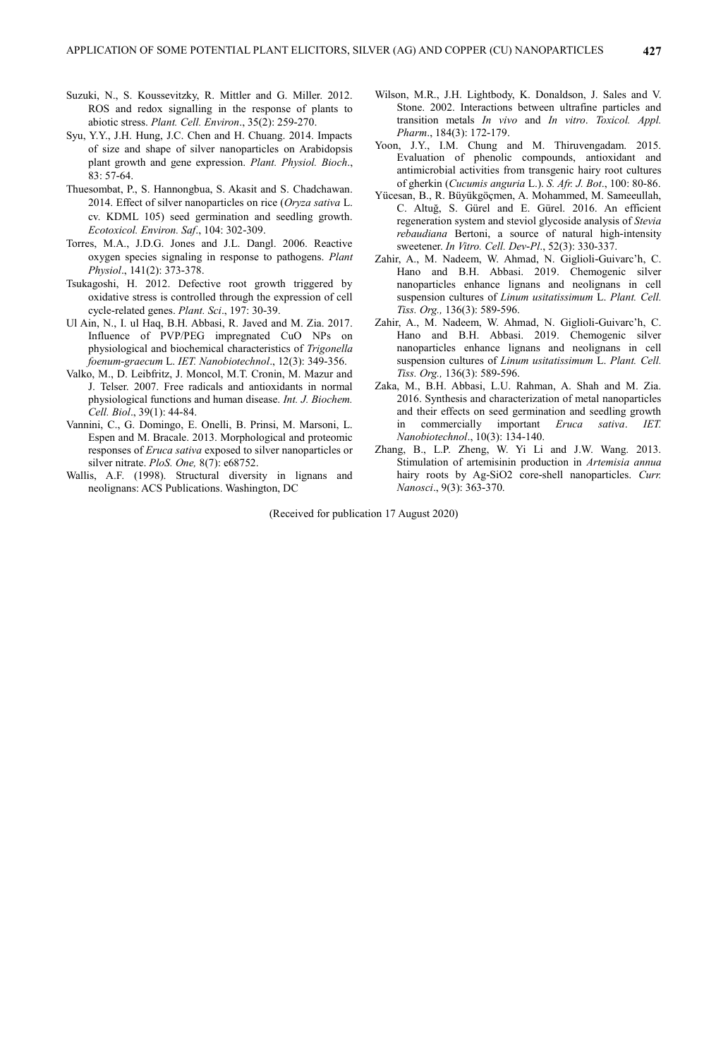Suzuki, N., S. Koussevitzky, R. Mittler and G. Miller. 2012. ROS and redox signalling in the response of plants to abiotic stress. *Plant. Cell. Environ*., 35(2): 259-270.

Syu, Y.Y., J.H. Hung, J.C. Chen and H. Chuang. 2014. Impacts of size and shape of silver nanoparticles on Arabidopsis plant growth and gene expression. *Plant. Physiol. Bioch*., 83: 57-64.

Thuesombat, P., S. Hannongbua, S. Akasit and S. Chadchawan. 2014. Effect of silver nanoparticles on rice (*Oryza sativa* L. cv. KDML 105) seed germination and seedling growth. *Ecotoxicol. Environ. Saf*., 104: 302-309.

Torres, M.A., J.D.G. Jones and J.L. Dangl. 2006. Reactive oxygen species signaling in response to pathogens. *Plant Physiol*., 141(2): 373-378.

Tsukagoshi, H. 2012. Defective root growth triggered by oxidative stress is controlled through the expression of cell cycle-related genes. *Plant. Sci*., 197: 30-39.

Ul Ain, N., I. ul Haq, B.H. Abbasi, R. Javed and M. Zia. 2017. Influence of PVP/PEG impregnated CuO NPs on physiological and biochemical characteristics of *Trigonella foenum-graecum* L. *IET. Nanobiotechnol*., 12(3): 349-356.

Valko, M., D. Leibfritz, J. Moncol, M.T. Cronin, M. Mazur and J. Telser. 2007. Free radicals and antioxidants in normal physiological functions and human disease. *Int. J. Biochem. Cell. Biol*., 39(1): 44-84.

Vannini, C., G. Domingo, E. Onelli, B. Prinsi, M. Marsoni, L. Espen and M. Bracale. 2013. Morphological and proteomic responses of *Eruca sativa* exposed to silver nanoparticles or silver nitrate. *PloS. One,* 8(7): e68752.

Wallis, A.F. (1998). Structural diversity in lignans and neolignans: ACS Publications. Washington, DC

Wilson, M.R., J.H. Lightbody, K. Donaldson, J. Sales and V. Stone. 2002. Interactions between ultrafine particles and transition metals *In vivo* and *In vitro*. *Toxicol. Appl. Pharm*., 184(3): 172-179.

Yoon, J.Y., I.M. Chung and M. Thiruvengadam. 2015. Evaluation of phenolic compounds, antioxidant and antimicrobial activities from transgenic hairy root cultures of gherkin (*Cucumis anguria* L.). *S. Afr. J. Bot*., 100: 80-86.

Yücesan, B., R. Büyükgöçmen, A. Mohammed, M. Sameeullah, C. Altuğ, S. Gürel and E. Gürel. 2016. An efficient regeneration system and steviol glycoside analysis of *Stevia rebaudiana* Bertoni, a source of natural high-intensity sweetener. *In Vitro. Cell. Dev-Pl*., 52(3): 330-337.

Zahir, A., M. Nadeem, W. Ahmad, N. Giglioli-Guivarc'h, C. Hano and B.H. Abbasi. 2019. Chemogenic silver nanoparticles enhance lignans and neolignans in cell suspension cultures of *Linum usitatissimum* L. *Plant. Cell. Tiss. Org.,* 136(3): 589-596.

Zahir, A., M. Nadeem, W. Ahmad, N. Giglioli-Guivarc'h, C. Hano and B.H. Abbasi. 2019. Chemogenic silver nanoparticles enhance lignans and neolignans in cell suspension cultures of *Linum usitatissimum* L. *Plant. Cell. Tiss. Org.,* 136(3): 589-596.

Zaka, M., B.H. Abbasi, L.U. Rahman, A. Shah and M. Zia. 2016. Synthesis and characterization of metal nanoparticles and their effects on seed germination and seedling growth in commercially important *Eruca sativa*. *IET. Nanobiotechnol*., 10(3): 134-140.

Zhang, B., L.P. Zheng, W. Yi Li and J.W. Wang. 2013. Stimulation of artemisinin production in *Artemisia annua* hairy roots by Ag-SiO2 core-shell nanoparticles. *Curr. Nanosci*., 9(3): 363-370.

(Received for publication 17 August 2020)